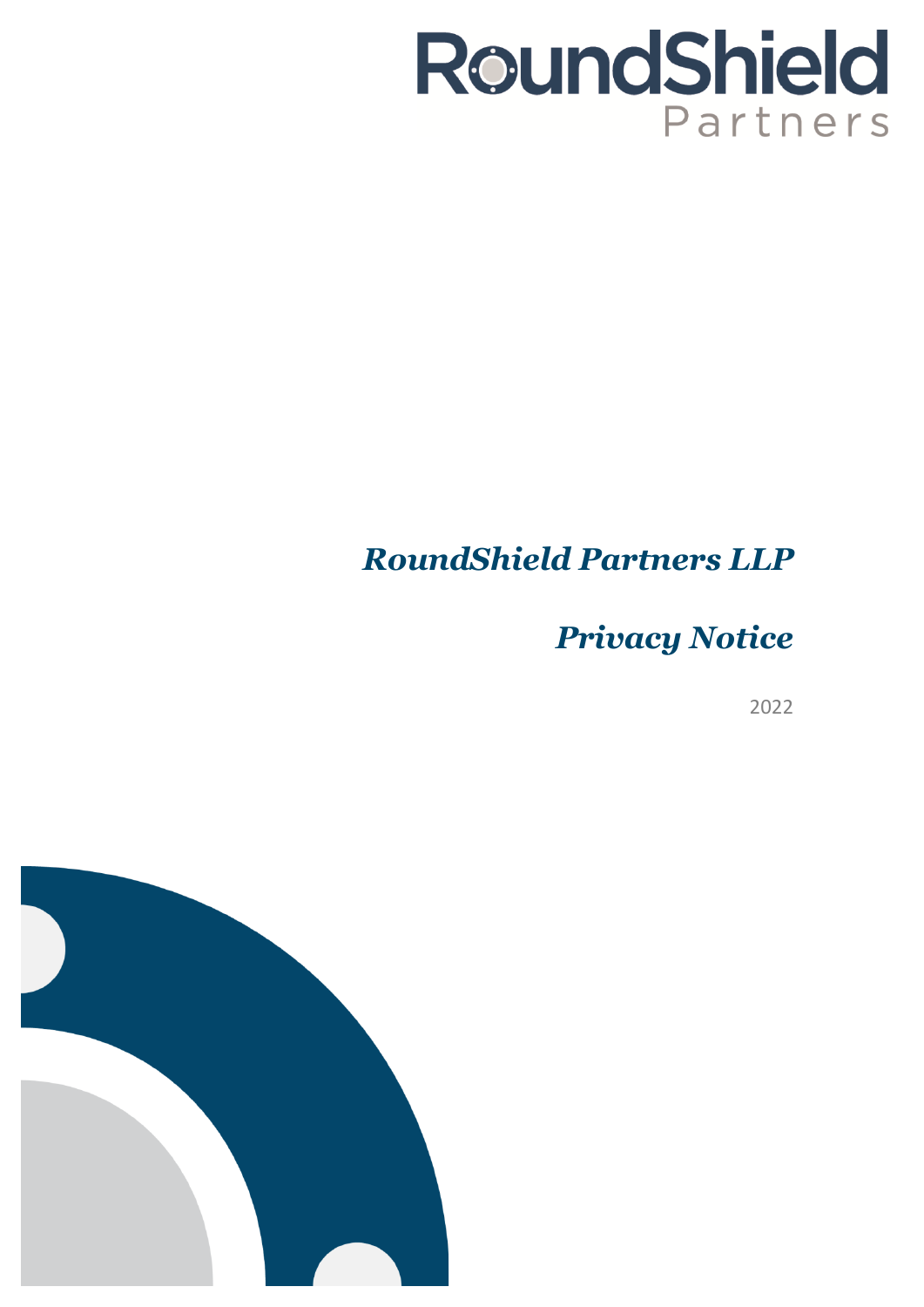RoundShield Partners

# *RoundShield Partners LLP*

# *Privacy Notice*

2022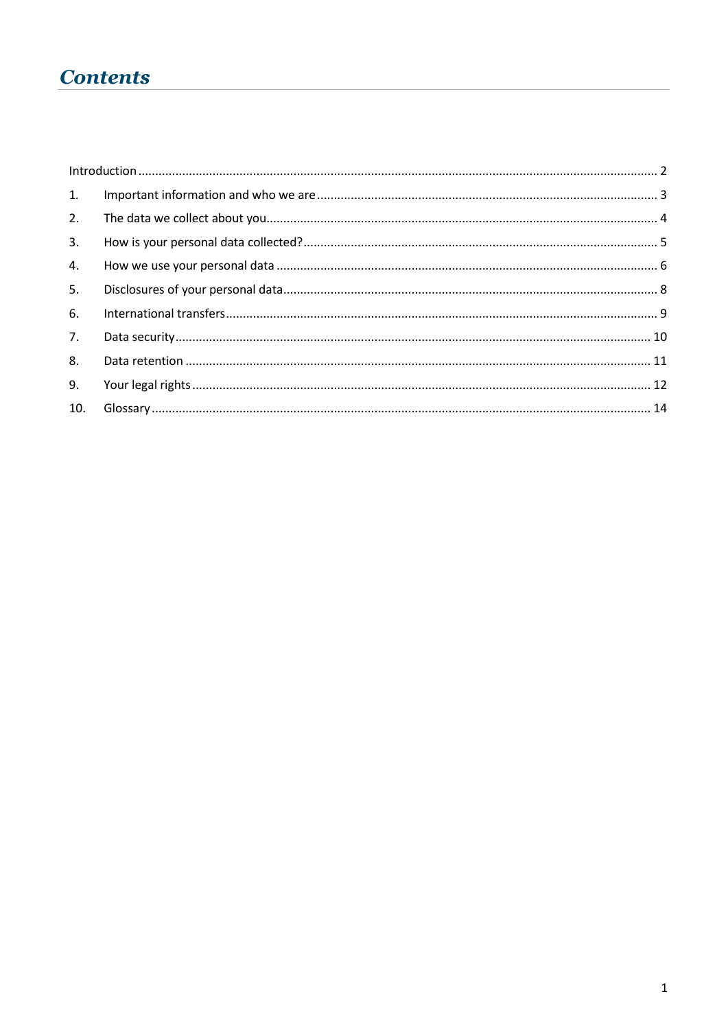# *Contents*

Introduction ........................................................ 2

1. Important information and who we are ........................................................ 3
2. The data we collect about you ........................................................ 4
3. How is your personal data collected? ........................................................ 5
4. How we use your personal data ........................................................ 6
5. Disclosures of your personal data ........................................................ 8
6. International transfers ........................................................ 9
7. Data security ........................................................ 10
8. Data retention ........................................................ 11
9. Your legal rights ........................................................ 12
10. Glossary ........................................................ 14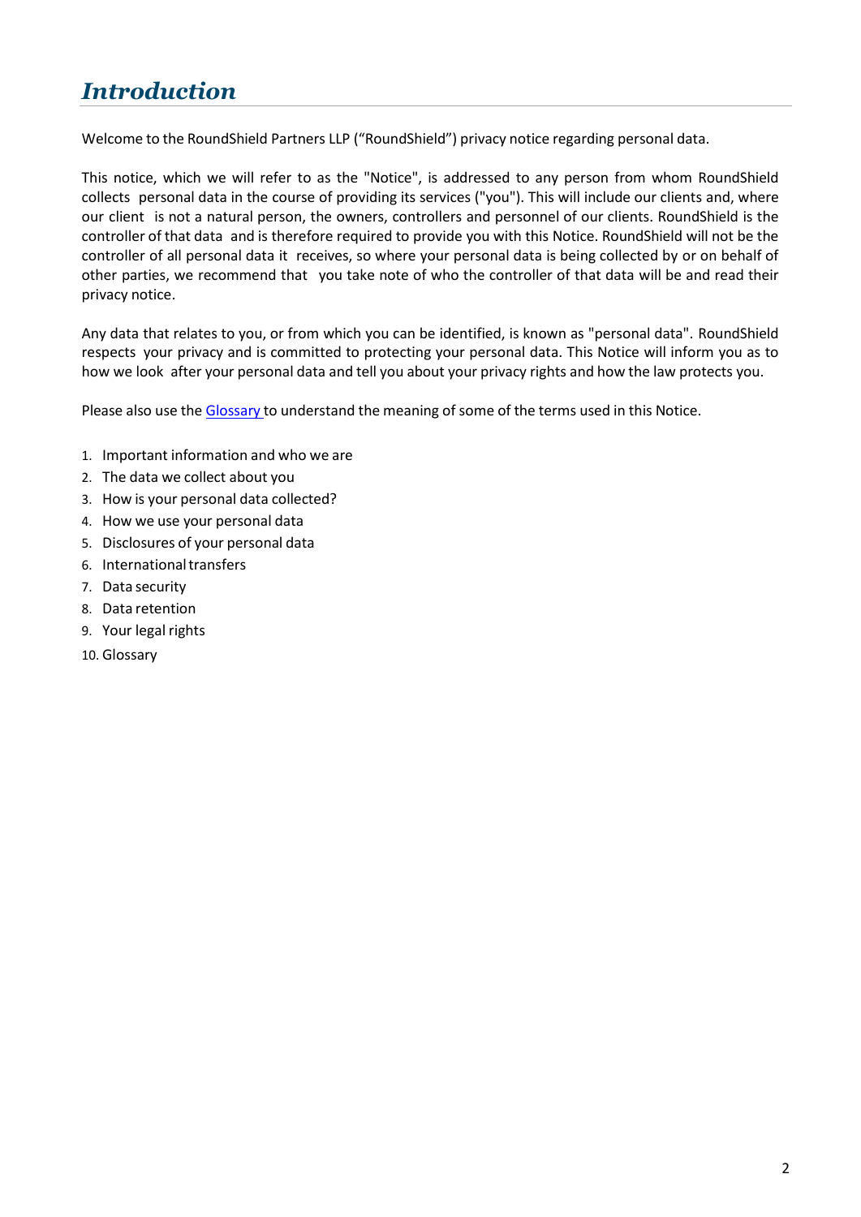# *Introduction*

Welcome to the RoundShield Partners LLP ("RoundShield") privacy notice regarding personal data.

This notice, which we will refer to as the "Notice", is addressed to any person from whom RoundShield collects personal data in the course of providing its services ("you"). This will include our clients and, where our client is not a natural person, the owners, controllers and personnel of our clients. RoundShield is the controller of that data and is therefore required to provide you with this Notice. RoundShield will not be the controller of all personal data it receives, so where your personal data is being collected by or on behalf of other parties, we recommend that you take note of who the controller of that data will be and read their privacy notice.

Any data that relates to you, or from which you can be identified, is known as "personal data". RoundShield respects your privacy and is committed to protecting your personal data. This Notice will inform you as to how we look after your personal data and tell you about your privacy rights and how the law protects you.

Please also use the Glossary to understand the meaning of some of the terms used in this Notice.

1. Important information and who we are
2. The data we collect about you
3. How is your personal data collected?
4. How we use your personal data
5. Disclosures of your personal data
6. International transfers
7. Data security
8. Data retention
9. Your legal rights
10. Glossary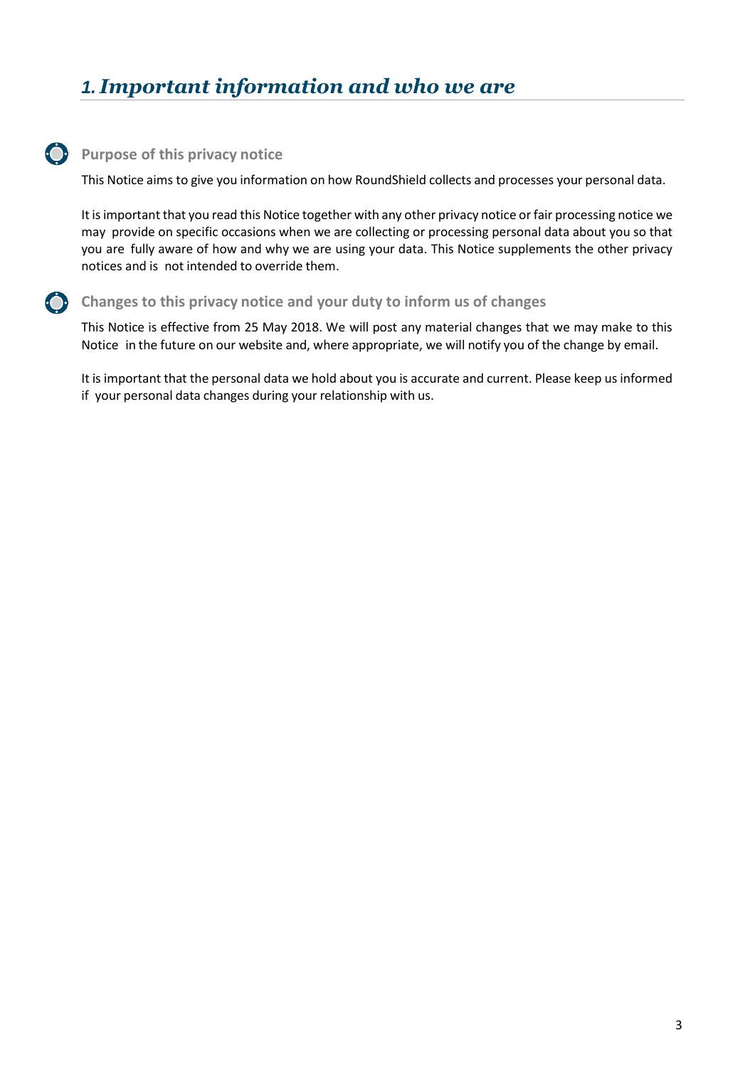# *1. Important information and who we are*

### Purpose of this privacy notice

This Notice aims to give you information on how RoundShield collects and processes your personal data.

It is important that you read this Notice together with any other privacy notice or fair processing notice we may provide on specific occasions when we are collecting or processing personal data about you so that you are fully aware of how and why we are using your data. This Notice supplements the other privacy notices and is not intended to override them.

### Changes to this privacy notice and your duty to inform us of changes

This Notice is effective from 25 May 2018. We will post any material changes that we may make to this Notice in the future on our website and, where appropriate, we will notify you of the change by email.

It is important that the personal data we hold about you is accurate and current. Please keep us informed if your personal data changes during your relationship with us.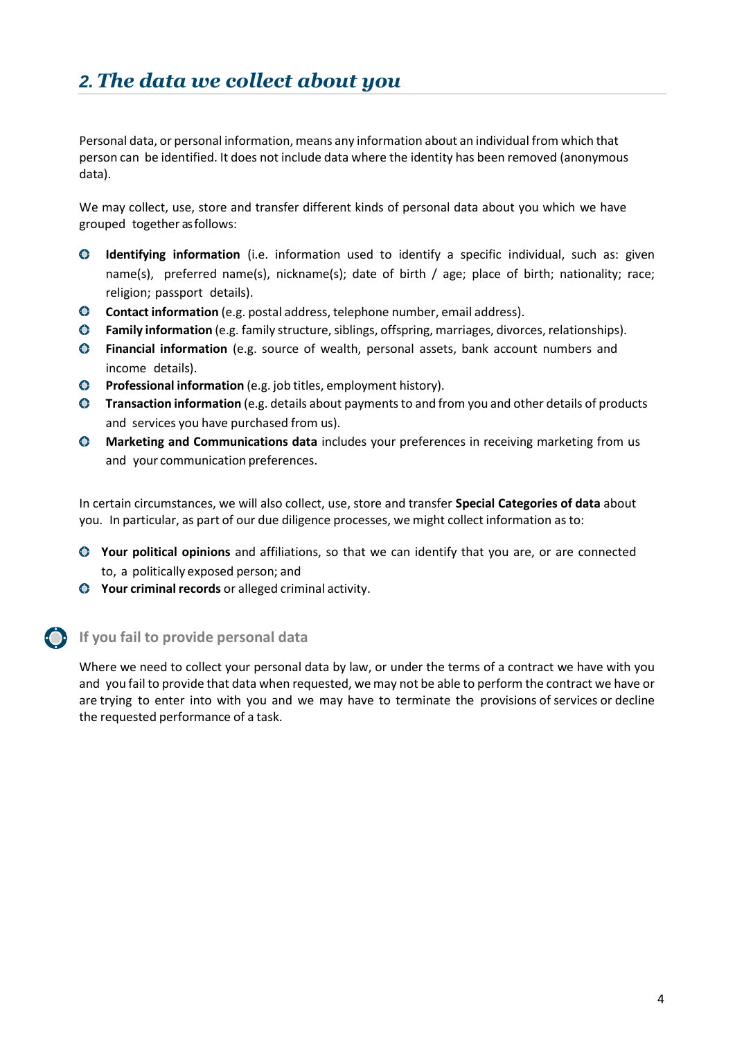## *2. The data we collect about you*

Personal data, or personal information, means any information about an individual from which that person can be identified. It does not include data where the identity has been removed (anonymous data).

We may collect, use, store and transfer different kinds of personal data about you which we have grouped together as follows:

- **Identifying information** (i.e. information used to identify a specific individual, such as: given name(s), preferred name(s), nickname(s); date of birth / age; place of birth; nationality; race; religion; passport details).
- **Contact information** (e.g. postal address, telephone number, email address).
- **Family information** (e.g. family structure, siblings, offspring, marriages, divorces, relationships).
- **Financial information** (e.g. source of wealth, personal assets, bank account numbers and income details).
- **Professional information** (e.g. job titles, employment history).
- **Transaction information** (e.g. details about payments to and from you and other details of products and services you have purchased from us).
- **Marketing and Communications data** includes your preferences in receiving marketing from us and your communication preferences.

In certain circumstances, we will also collect, use, store and transfer **Special Categories of data** about you. In particular, as part of our due diligence processes, we might collect information as to:

- **Your political opinions** and affiliations, so that we can identify that you are, or are connected to, a politically exposed person; and
- **Your criminal records** or alleged criminal activity.

### If you fail to provide personal data

Where we need to collect your personal data by law, or under the terms of a contract we have with you and you fail to provide that data when requested, we may not be able to perform the contract we have or are trying to enter into with you and we may have to terminate the provisions of services or decline the requested performance of a task.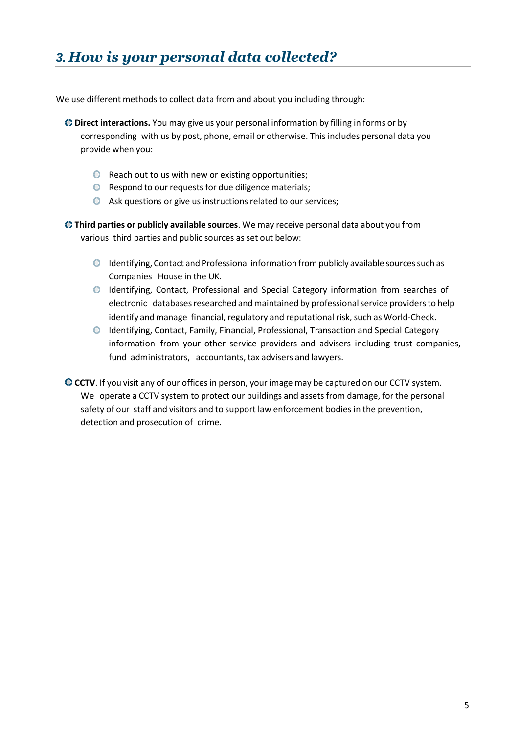## 3. *How is your personal data collected?*

We use different methods to collect data from and about you including through:

- **Direct interactions.** You may give us your personal information by filling in forms or by corresponding with us by post, phone, email or otherwise. This includes personal data you provide when you:
  - Reach out to us with new or existing opportunities;
  - Respond to our requests for due diligence materials;
  - Ask questions or give us instructions related to our services;
- **Third parties or publicly available sources**. We may receive personal data about you from various third parties and public sources as set out below:
  - Identifying, Contact and Professional information from publicly available sources such as Companies House in the UK.
  - Identifying, Contact, Professional and Special Category information from searches of electronic databases researched and maintained by professional service providers to help identify and manage financial, regulatory and reputational risk, such as World-Check.
  - Identifying, Contact, Family, Financial, Professional, Transaction and Special Category information from your other service providers and advisers including trust companies, fund administrators, accountants, tax advisers and lawyers.
- **CCTV**. If you visit any of our offices in person, your image may be captured on our CCTV system. We operate a CCTV system to protect our buildings and assets from damage, for the personal safety of our staff and visitors and to support law enforcement bodies in the prevention, detection and prosecution of crime.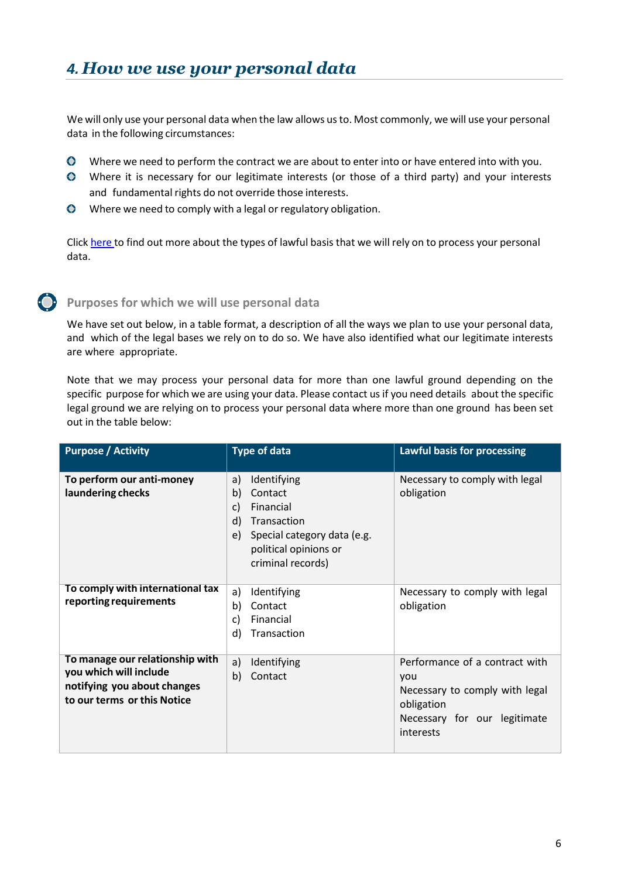## *4. How we use your personal data*

We will only use your personal data when the law allows us to. Most commonly, we will use your personal data in the following circumstances:

- Where we need to perform the contract we are about to enter into or have entered into with you.
- Where it is necessary for our legitimate interests (or those of a third party) and your interests and fundamental rights do not override those interests.
- Where we need to comply with a legal or regulatory obligation.

Click here to find out more about the types of lawful basis that we will rely on to process your personal data.

### Purposes for which we will use personal data

We have set out below, in a table format, a description of all the ways we plan to use your personal data, and which of the legal bases we rely on to do so. We have also identified what our legitimate interests are where appropriate.

Note that we may process your personal data for more than one lawful ground depending on the specific purpose for which we are using your data. Please contact us if you need details about the specific legal ground we are relying on to process your personal data where more than one ground has been set out in the table below:

| Purpose / Activity | Type of data | Lawful basis for processing |
|---|---|---|
| **To perform our anti-money laundering checks** | a) Identifying<br>b) Contact<br>c) Financial<br>d) Transaction<br>e) Special category data (e.g. political opinions or criminal records) | Necessary to comply with legal obligation |
| **To comply with international tax reporting requirements** | a) Identifying<br>b) Contact<br>c) Financial<br>d) Transaction | Necessary to comply with legal obligation |
| **To manage our relationship with you which will include notifying you about changes to our terms or this Notice** | a) Identifying<br>b) Contact | Performance of a contract with you<br>Necessary to comply with legal obligation<br>Necessary for our legitimate interests |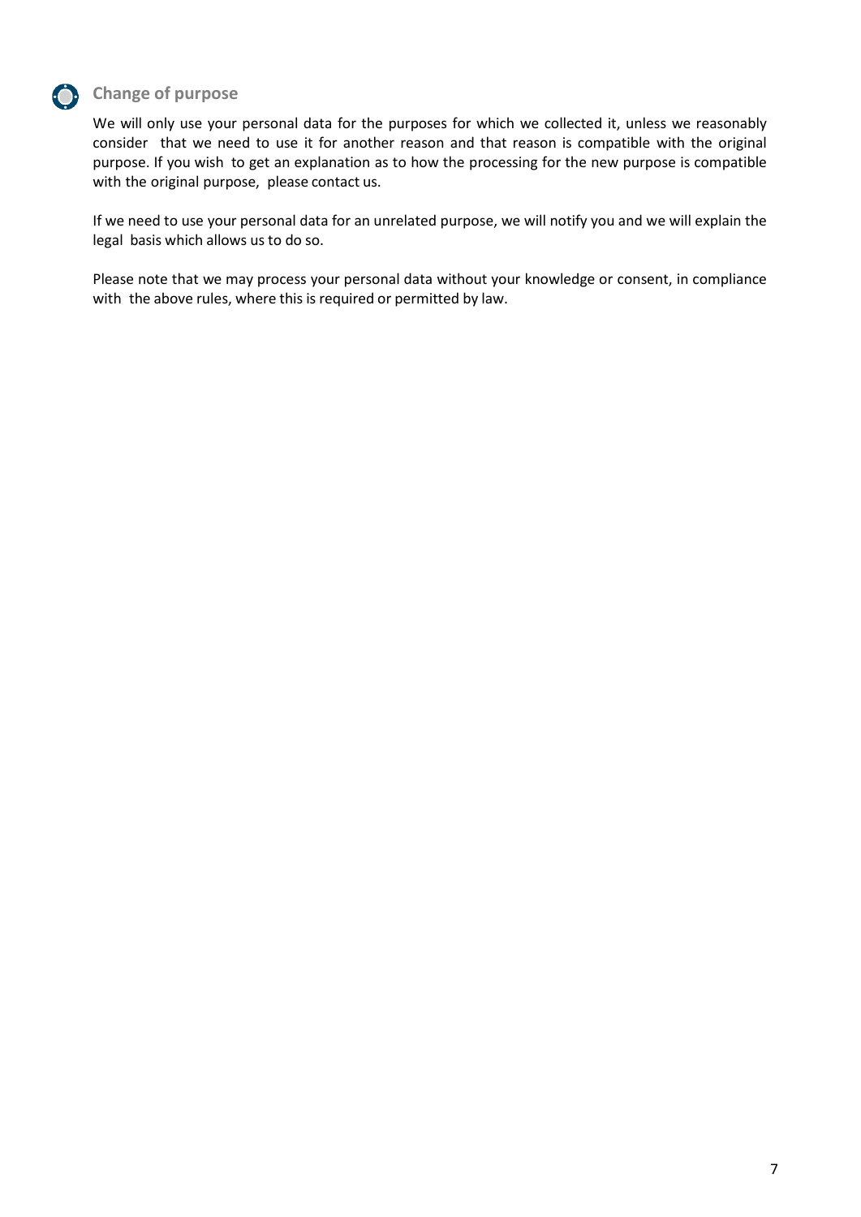## Change of purpose

We will only use your personal data for the purposes for which we collected it, unless we reasonably consider that we need to use it for another reason and that reason is compatible with the original purpose. If you wish to get an explanation as to how the processing for the new purpose is compatible with the original purpose, please contact us.

If we need to use your personal data for an unrelated purpose, we will notify you and we will explain the legal basis which allows us to do so.

Please note that we may process your personal data without your knowledge or consent, in compliance with the above rules, where this is required or permitted by law.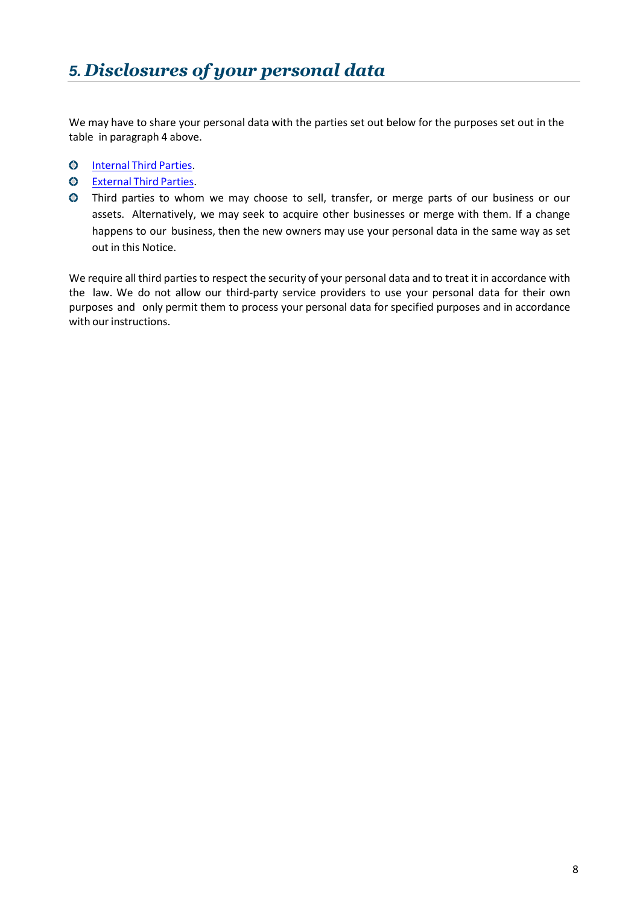## 5. *Disclosures of your personal data*

We may have to share your personal data with the parties set out below for the purposes set out in the table in paragraph 4 above.

- Internal Third Parties.
- External Third Parties.
- Third parties to whom we may choose to sell, transfer, or merge parts of our business or our assets. Alternatively, we may seek to acquire other businesses or merge with them. If a change happens to our business, then the new owners may use your personal data in the same way as set out in this Notice.

We require all third parties to respect the security of your personal data and to treat it in accordance with the law. We do not allow our third-party service providers to use your personal data for their own purposes and only permit them to process your personal data for specified purposes and in accordance with our instructions.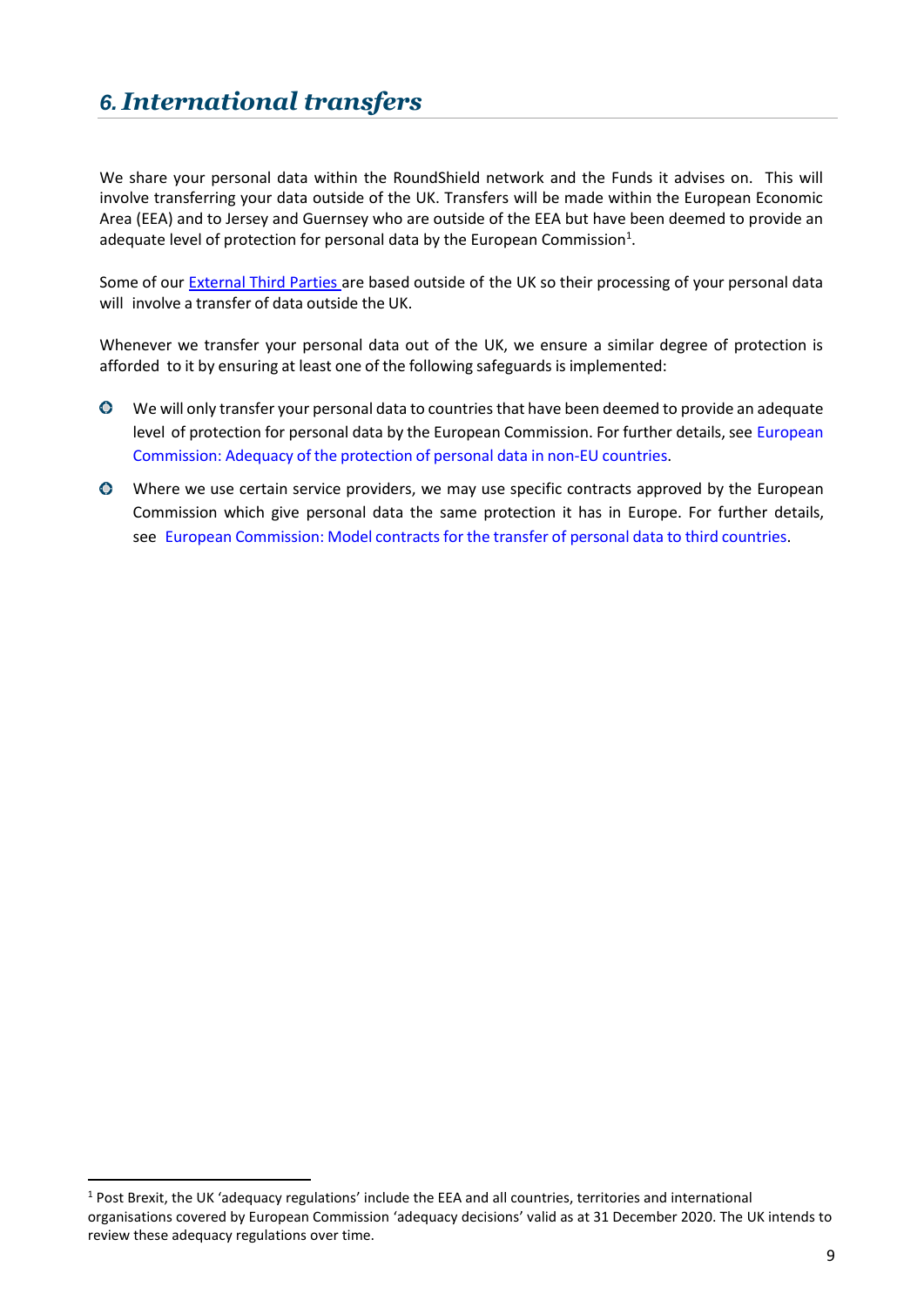# 6. *International transfers*

We share your personal data within the RoundShield network and the Funds it advises on. This will involve transferring your data outside of the UK. Transfers will be made within the European Economic Area (EEA) and to Jersey and Guernsey who are outside of the EEA but have been deemed to provide an adequate level of protection for personal data by the European Commission[1].

Some of our External Third Parties are based outside of the UK so their processing of your personal data will involve a transfer of data outside the UK.

Whenever we transfer your personal data out of the UK, we ensure a similar degree of protection is afforded to it by ensuring at least one of the following safeguards is implemented:

- We will only transfer your personal data to countries that have been deemed to provide an adequate level of protection for personal data by the European Commission. For further details, see European Commission: Adequacy of the protection of personal data in non-EU countries.
- Where we use certain service providers, we may use specific contracts approved by the European Commission which give personal data the same protection it has in Europe. For further details, see European Commission: Model contracts for the transfer of personal data to third countries.

[1] Post Brexit, the UK 'adequacy regulations' include the EEA and all countries, territories and international organisations covered by European Commission 'adequacy decisions' valid as at 31 December 2020. The UK intends to review these adequacy regulations over time.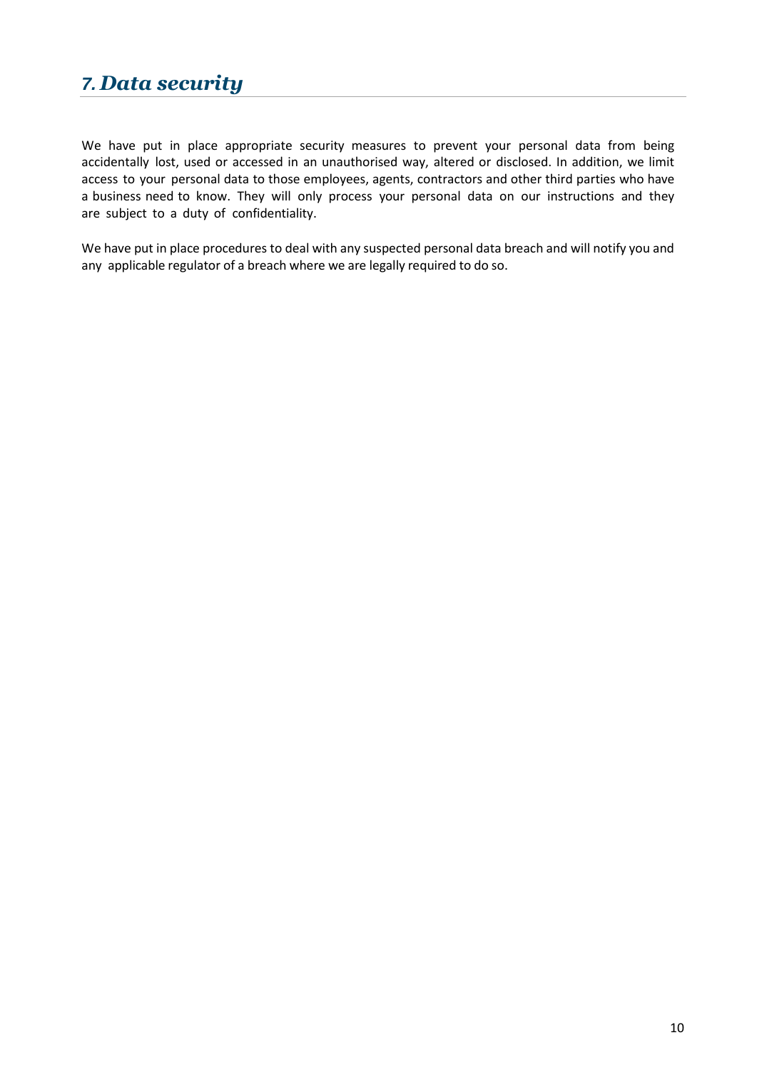## *7. Data security*

We have put in place appropriate security measures to prevent your personal data from being accidentally lost, used or accessed in an unauthorised way, altered or disclosed. In addition, we limit access to your personal data to those employees, agents, contractors and other third parties who have a business need to know. They will only process your personal data on our instructions and they are subject to a duty of confidentiality.

We have put in place procedures to deal with any suspected personal data breach and will notify you and any applicable regulator of a breach where we are legally required to do so.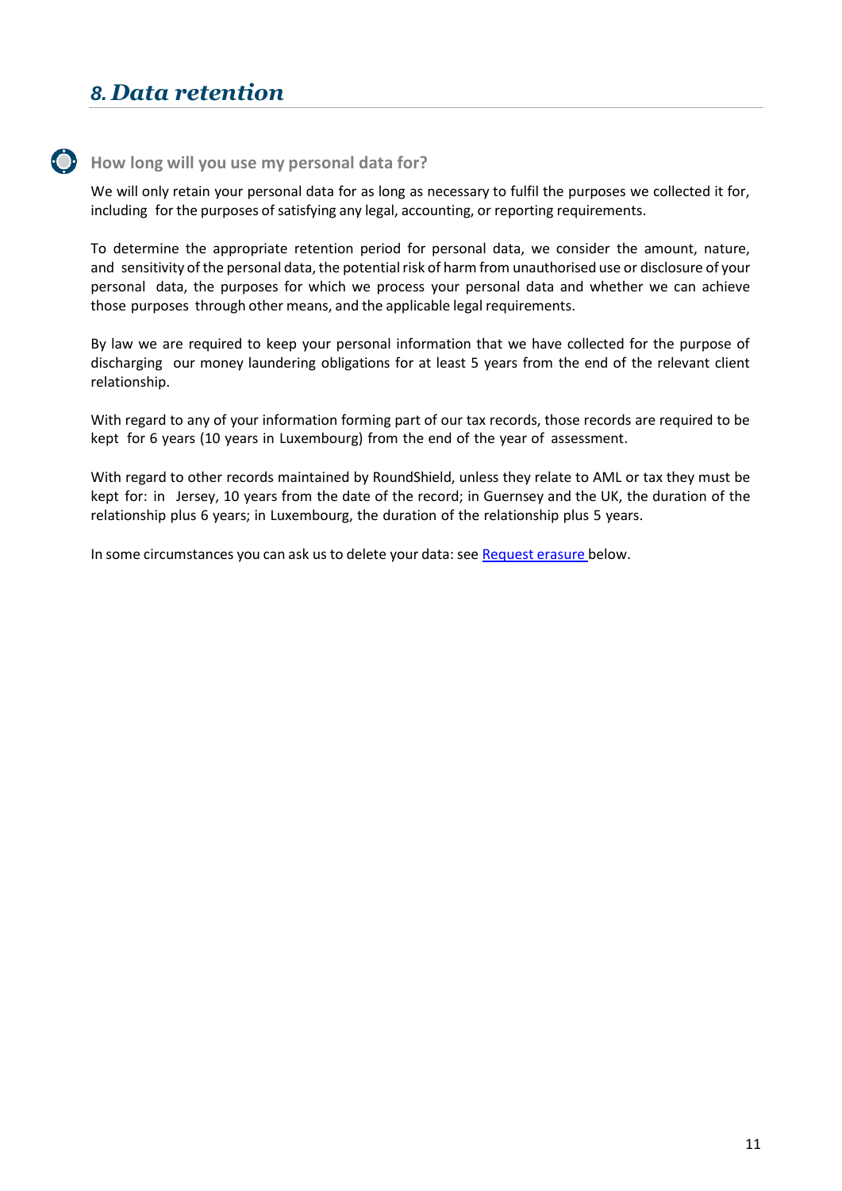## 8. *Data retention*

### How long will you use my personal data for?

We will only retain your personal data for as long as necessary to fulfil the purposes we collected it for, including for the purposes of satisfying any legal, accounting, or reporting requirements.

To determine the appropriate retention period for personal data, we consider the amount, nature, and sensitivity of the personal data, the potential risk of harm from unauthorised use or disclosure of your personal data, the purposes for which we process your personal data and whether we can achieve those purposes through other means, and the applicable legal requirements.

By law we are required to keep your personal information that we have collected for the purpose of discharging our money laundering obligations for at least 5 years from the end of the relevant client relationship.

With regard to any of your information forming part of our tax records, those records are required to be kept for 6 years (10 years in Luxembourg) from the end of the year of assessment.

With regard to other records maintained by RoundShield, unless they relate to AML or tax they must be kept for: in Jersey, 10 years from the date of the record; in Guernsey and the UK, the duration of the relationship plus 6 years; in Luxembourg, the duration of the relationship plus 5 years.

In some circumstances you can ask us to delete your data: see Request erasure below.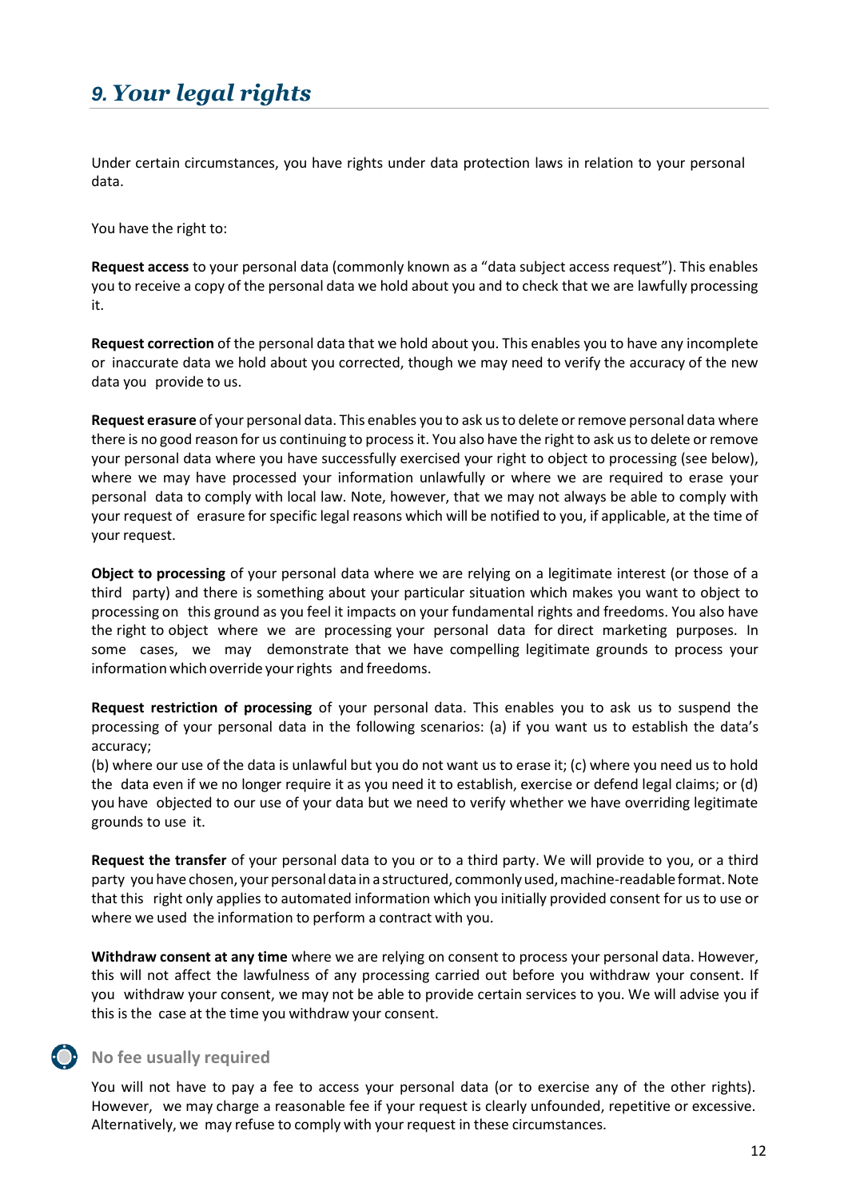# *9. Your legal rights*

Under certain circumstances, you have rights under data protection laws in relation to your personal data.

You have the right to:

**Request access** to your personal data (commonly known as a "data subject access request"). This enables you to receive a copy of the personal data we hold about you and to check that we are lawfully processing it.

**Request correction** of the personal data that we hold about you. This enables you to have any incomplete or inaccurate data we hold about you corrected, though we may need to verify the accuracy of the new data you provide to us.

**Request erasure** of your personal data. This enables you to ask us to delete or remove personal data where there is no good reason for us continuing to process it. You also have the right to ask us to delete or remove your personal data where you have successfully exercised your right to object to processing (see below), where we may have processed your information unlawfully or where we are required to erase your personal data to comply with local law. Note, however, that we may not always be able to comply with your request of erasure for specific legal reasons which will be notified to you, if applicable, at the time of your request.

**Object to processing** of your personal data where we are relying on a legitimate interest (or those of a third party) and there is something about your particular situation which makes you want to object to processing on this ground as you feel it impacts on your fundamental rights and freedoms. You also have the right to object where we are processing your personal data for direct marketing purposes. In some cases, we may demonstrate that we have compelling legitimate grounds to process your information which override your rights and freedoms.

**Request restriction of processing** of your personal data. This enables you to ask us to suspend the processing of your personal data in the following scenarios: (a) if you want us to establish the data's accuracy;

(b) where our use of the data is unlawful but you do not want us to erase it; (c) where you need us to hold the data even if we no longer require it as you need it to establish, exercise or defend legal claims; or (d) you have objected to our use of your data but we need to verify whether we have overriding legitimate grounds to use it.

**Request the transfer** of your personal data to you or to a third party. We will provide to you, or a third party you have chosen, your personal data in a structured, commonly used, machine-readable format. Note that this right only applies to automated information which you initially provided consent for us to use or where we used the information to perform a contract with you.

**Withdraw consent at any time** where we are relying on consent to process your personal data. However, this will not affect the lawfulness of any processing carried out before you withdraw your consent. If you withdraw your consent, we may not be able to provide certain services to you. We will advise you if this is the case at the time you withdraw your consent.

### No fee usually required

You will not have to pay a fee to access your personal data (or to exercise any of the other rights). However, we may charge a reasonable fee if your request is clearly unfounded, repetitive or excessive. Alternatively, we may refuse to comply with your request in these circumstances.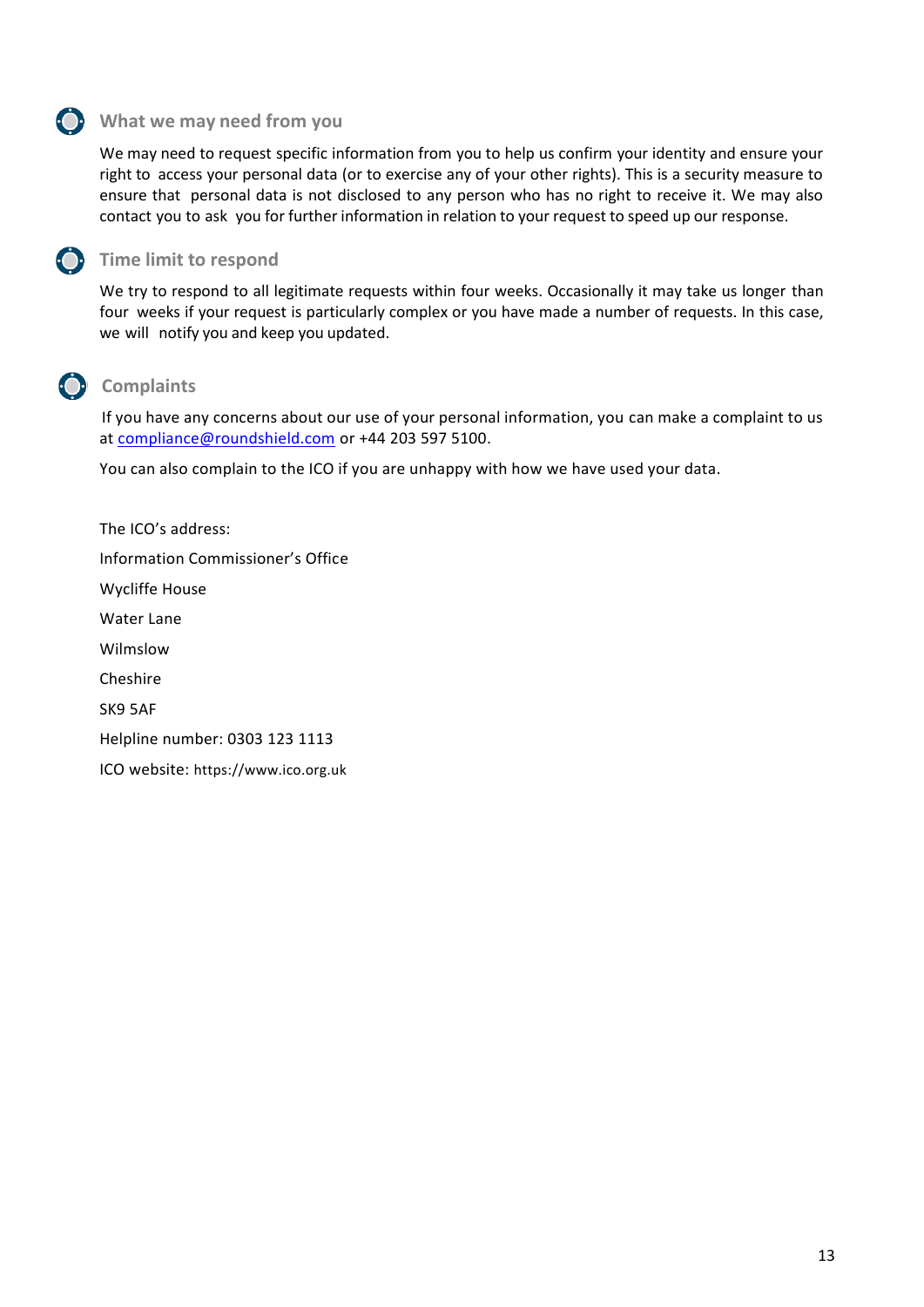## What we may need from you

We may need to request specific information from you to help us confirm your identity and ensure your right to access your personal data (or to exercise any of your other rights). This is a security measure to ensure that personal data is not disclosed to any person who has no right to receive it. We may also contact you to ask you for further information in relation to your request to speed up our response.

## Time limit to respond

We try to respond to all legitimate requests within four weeks. Occasionally it may take us longer than four weeks if your request is particularly complex or you have made a number of requests. In this case, we will notify you and keep you updated.

## Complaints

If you have any concerns about our use of your personal information, you can make a complaint to us at compliance@roundshield.com or +44 203 597 5100.

You can also complain to the ICO if you are unhappy with how we have used your data.

The ICO's address:

Information Commissioner's Office

Wycliffe House

Water Lane

Wilmslow

Cheshire

SK9 5AF

Helpline number: 0303 123 1113

ICO website: https://www.ico.org.uk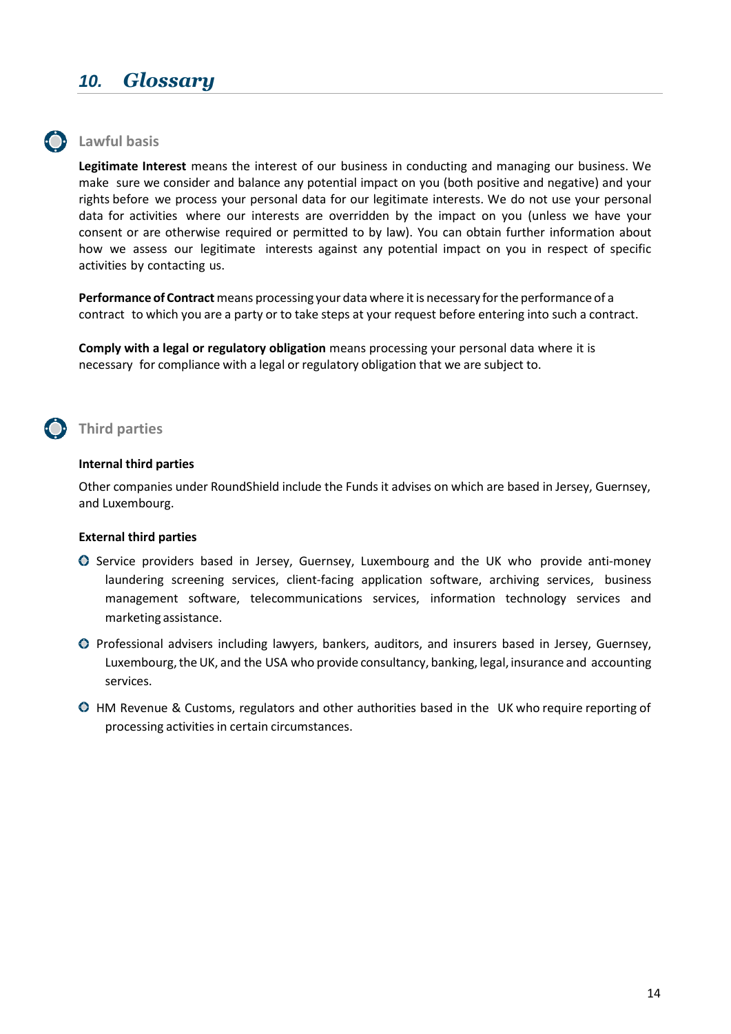## 10. *Glossary*

### Lawful basis

**Legitimate Interest** means the interest of our business in conducting and managing our business. We make sure we consider and balance any potential impact on you (both positive and negative) and your rights before we process your personal data for our legitimate interests. We do not use your personal data for activities where our interests are overridden by the impact on you (unless we have your consent or are otherwise required or permitted to by law). You can obtain further information about how we assess our legitimate interests against any potential impact on you in respect of specific activities by contacting us.

**Performance of Contract** means processing your data where it is necessary for the performance of a contract to which you are a party or to take steps at your request before entering into such a contract.

**Comply with a legal or regulatory obligation** means processing your personal data where it is necessary for compliance with a legal or regulatory obligation that we are subject to.

### Third parties

**Internal third parties**

Other companies under RoundShield include the Funds it advises on which are based in Jersey, Guernsey, and Luxembourg.

**External third parties**

- Service providers based in Jersey, Guernsey, Luxembourg and the UK who provide anti-money laundering screening services, client-facing application software, archiving services, business management software, telecommunications services, information technology services and marketing assistance.
- Professional advisers including lawyers, bankers, auditors, and insurers based in Jersey, Guernsey, Luxembourg, the UK, and the USA who provide consultancy, banking, legal, insurance and accounting services.
- HM Revenue & Customs, regulators and other authorities based in the UK who require reporting of processing activities in certain circumstances.